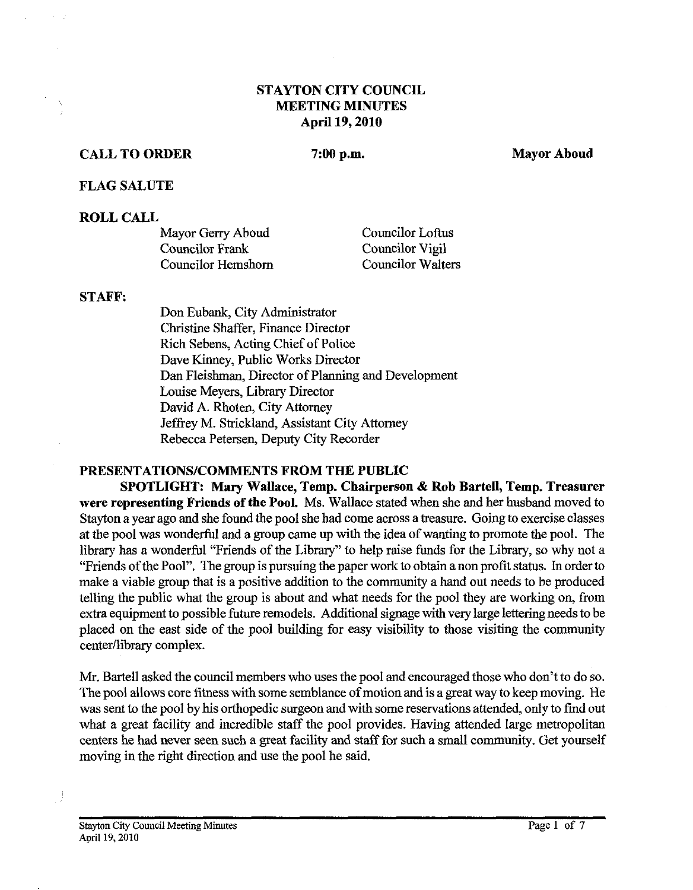# STAYTON CITY COUNCIL
# MEETING MINUTES
## April 19, 2010

**CALL TO ORDER** **7:00 p.m.** **Mayor Aboud**

**FLAG SALUTE**

**ROLL CALL**

| | |
|---|---|
| Mayor Gerry Aboud | Councilor Loftus |
| Councilor Frank | Councilor Vigil |
| Councilor Hemshorn | Councilor Walters |

**STAFF:**

Don Eubank, City Administrator
Christine Shaffer, Finance Director
Rich Sebens, Acting Chief of Police
Dave Kinney, Public Works Director
Dan Fleishman, Director of Planning and Development
Louise Meyers, Library Director
David A. Rhoten, City Attorney
Jeffrey M. Strickland, Assistant City Attorney
Rebecca Petersen, Deputy City Recorder

**PRESENTATIONS/COMMENTS FROM THE PUBLIC**

**SPOTLIGHT: Mary Wallace, Temp. Chairperson & Rob Bartell, Temp. Treasurer were representing Friends of the Pool.** Ms. Wallace stated when she and her husband moved to Stayton a year ago and she found the pool she had come across a treasure. Going to exercise classes at the pool was wonderful and a group came up with the idea of wanting to promote the pool. The library has a wonderful "Friends of the Library" to help raise funds for the Library, so why not a "Friends of the Pool". The group is pursuing the paper work to obtain a non profit status. In order to make a viable group that is a positive addition to the community a hand out needs to be produced telling the public what the group is about and what needs for the pool they are working on, from extra equipment to possible future remodels. Additional signage with very large lettering needs to be placed on the east side of the pool building for easy visibility to those visiting the community center/library complex.

Mr. Bartell asked the council members who uses the pool and encouraged those who don't to do so. The pool allows core fitness with some semblance of motion and is a great way to keep moving. He was sent to the pool by his orthopedic surgeon and with some reservations attended, only to find out what a great facility and incredible staff the pool provides. Having attended large metropolitan centers he had never seen such a great facility and staff for such a small community. Get yourself moving in the right direction and use the pool he said.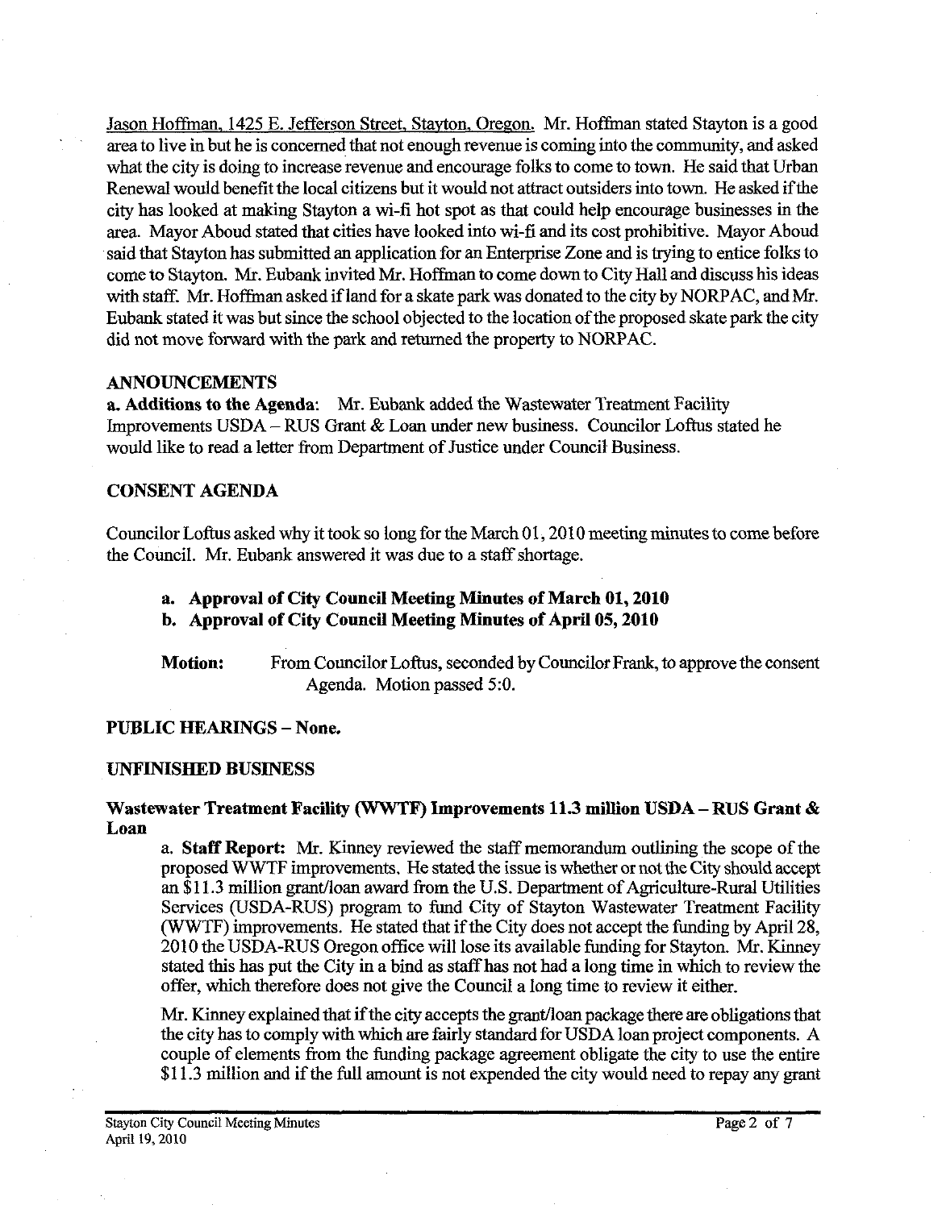Jason Hoffman, 1425 E. Jefferson Street, Stayton, Oregon. Mr. Hoffman stated Stayton is a good area to live in but he is concerned that not enough revenue is coming into the community, and asked what the city is doing to increase revenue and encourage folks to come to town. He said that Urban Renewal would benefit the local citizens but it would not attract outsiders into town. He asked if the city has looked at making Stayton a wi-fi hot spot as that could help encourage businesses in the area. Mayor Aboud stated that cities have looked into wi-fi and its cost prohibitive. Mayor Aboud said that Stayton has submitted an application for an Enterprise Zone and is trying to entice folks to come to Stayton. Mr. Eubank invited Mr. Hoffman to come down to City Hall and discuss his ideas with staff. Mr. Hoffman asked if land for a skate park was donated to the city by NORPAC, and Mr. Eubank stated it was but since the school objected to the location of the proposed skate park the city did not move forward with the park and returned the property to NORPAC.

## ANNOUNCEMENTS

**a. Additions to the Agenda:** Mr. Eubank added the Wastewater Treatment Facility Improvements USDA – RUS Grant & Loan under new business. Councilor Loftus stated he would like to read a letter from Department of Justice under Council Business.

## CONSENT AGENDA

Councilor Loftus asked why it took so long for the March 01, 2010 meeting minutes to come before the Council. Mr. Eubank answered it was due to a staff shortage.

- **a. Approval of City Council Meeting Minutes of March 01, 2010**
- **b. Approval of City Council Meeting Minutes of April 05, 2010**

**Motion:** From Councilor Loftus, seconded by Councilor Frank, to approve the consent Agenda. Motion passed 5:0.

## PUBLIC HEARINGS – None.

## UNFINISHED BUSINESS

### Wastewater Treatment Facility (WWTF) Improvements 11.3 million USDA – RUS Grant & Loan

a. **Staff Report:** Mr. Kinney reviewed the staff memorandum outlining the scope of the proposed WWTF improvements. He stated the issue is whether or not the City should accept an $11.3 million grant/loan award from the U.S. Department of Agriculture-Rural Utilities Services (USDA-RUS) program to fund City of Stayton Wastewater Treatment Facility (WWTF) improvements. He stated that if the City does not accept the funding by April 28, 2010 the USDA-RUS Oregon office will lose its available funding for Stayton. Mr. Kinney stated this has put the City in a bind as staff has not had a long time in which to review the offer, which therefore does not give the Council a long time to review it either.

Mr. Kinney explained that if the city accepts the grant/loan package there are obligations that the city has to comply with which are fairly standard for USDA loan project components. A couple of elements from the funding package agreement obligate the city to use the entire $11.3 million and if the full amount is not expended the city would need to repay any grant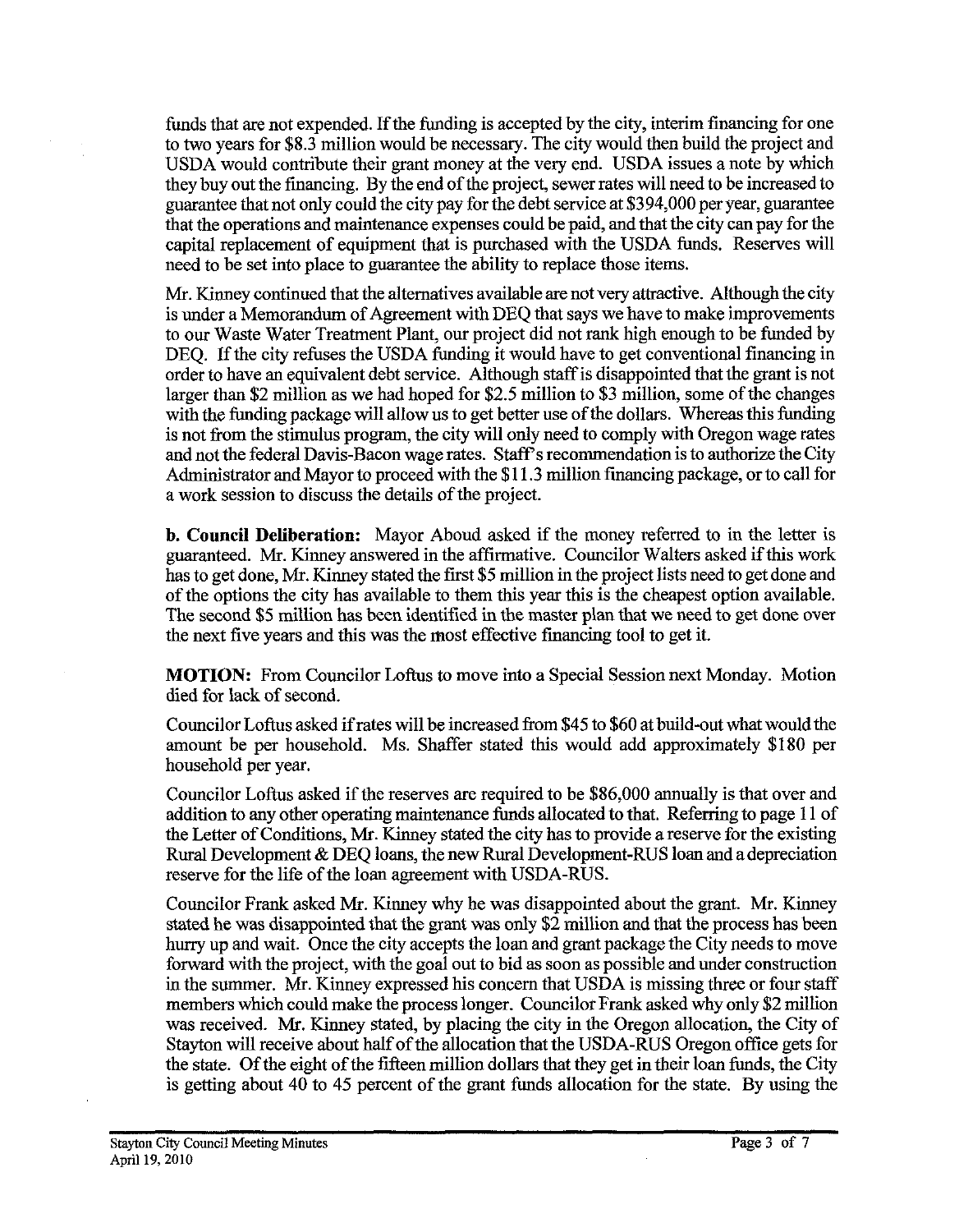funds that are not expended. If the funding is accepted by the city, interim financing for one to two years for $8.3 million would be necessary. The city would then build the project and USDA would contribute their grant money at the very end. USDA issues a note by which they buy out the financing. By the end of the project, sewer rates will need to be increased to guarantee that not only could the city pay for the debt service at $394,000 per year, guarantee that the operations and maintenance expenses could be paid, and that the city can pay for the capital replacement of equipment that is purchased with the USDA funds. Reserves will need to be set into place to guarantee the ability to replace those items.

Mr. Kinney continued that the alternatives available are not very attractive. Although the city is under a Memorandum of Agreement with DEQ that says we have to make improvements to our Waste Water Treatment Plant, our project did not rank high enough to be funded by DEQ. If the city refuses the USDA funding it would have to get conventional financing in order to have an equivalent debt service. Although staff is disappointed that the grant is not larger than $2 million as we had hoped for $2.5 million to $3 million, some of the changes with the funding package will allow us to get better use of the dollars. Whereas this funding is not from the stimulus program, the city will only need to comply with Oregon wage rates and not the federal Davis-Bacon wage rates. Staff's recommendation is to authorize the City Administrator and Mayor to proceed with the $11.3 million financing package, or to call for a work session to discuss the details of the project.

**b. Council Deliberation:** Mayor Aboud asked if the money referred to in the letter is guaranteed. Mr. Kinney answered in the affirmative. Councilor Walters asked if this work has to get done, Mr. Kinney stated the first $5 million in the project lists need to get done and of the options the city has available to them this year this is the cheapest option available. The second $5 million has been identified in the master plan that we need to get done over the next five years and this was the most effective financing tool to get it.

**MOTION:** From Councilor Loftus to move into a Special Session next Monday. Motion died for lack of second.

Councilor Loftus asked if rates will be increased from $45 to $60 at build-out what would the amount be per household. Ms. Shaffer stated this would add approximately $180 per household per year.

Councilor Loftus asked if the reserves are required to be $86,000 annually is that over and addition to any other operating maintenance funds allocated to that. Referring to page 11 of the Letter of Conditions, Mr. Kinney stated the city has to provide a reserve for the existing Rural Development & DEQ loans, the new Rural Development-RUS loan and a depreciation reserve for the life of the loan agreement with USDA-RUS.

Councilor Frank asked Mr. Kinney why he was disappointed about the grant. Mr. Kinney stated he was disappointed that the grant was only $2 million and that the process has been hurry up and wait. Once the city accepts the loan and grant package the City needs to move forward with the project, with the goal out to bid as soon as possible and under construction in the summer. Mr. Kinney expressed his concern that USDA is missing three or four staff members which could make the process longer. Councilor Frank asked why only $2 million was received. Mr. Kinney stated, by placing the city in the Oregon allocation, the City of Stayton will receive about half of the allocation that the USDA-RUS Oregon office gets for the state. Of the eight of the fifteen million dollars that they get in their loan funds, the City is getting about 40 to 45 percent of the grant funds allocation for the state. By using the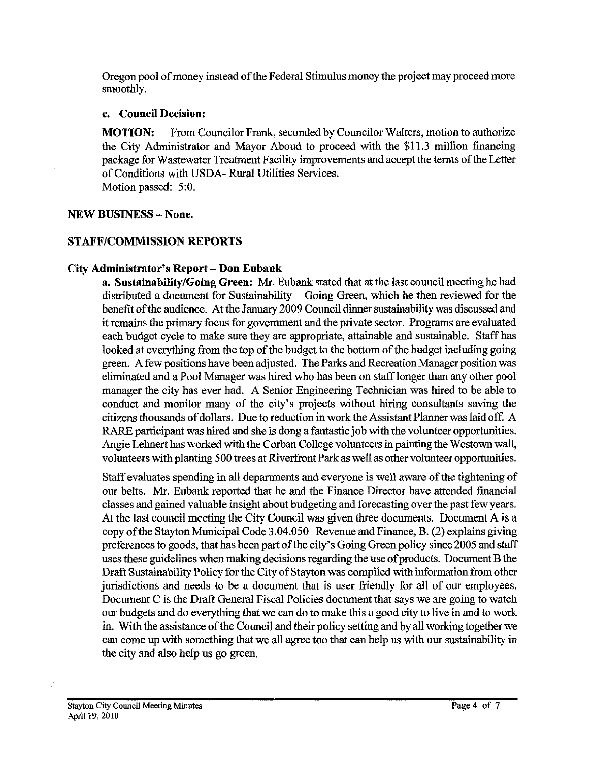Oregon pool of money instead of the Federal Stimulus money the project may proceed more smoothly.

### c. Council Decision:

**MOTION:** From Councilor Frank, seconded by Councilor Walters, motion to authorize the City Administrator and Mayor Aboud to proceed with the $11.3 million financing package for Wastewater Treatment Facility improvements and accept the terms of the Letter of Conditions with USDA- Rural Utilities Services.
Motion passed: 5:0.

## NEW BUSINESS – None.

## STAFF/COMMISSION REPORTS

### City Administrator's Report – Don Eubank

**a. Sustainability/Going Green:** Mr. Eubank stated that at the last council meeting he had distributed a document for Sustainability – Going Green, which he then reviewed for the benefit of the audience. At the January 2009 Council dinner sustainability was discussed and it remains the primary focus for government and the private sector. Programs are evaluated each budget cycle to make sure they are appropriate, attainable and sustainable. Staff has looked at everything from the top of the budget to the bottom of the budget including going green. A few positions have been adjusted. The Parks and Recreation Manager position was eliminated and a Pool Manager was hired who has been on staff longer than any other pool manager the city has ever had. A Senior Engineering Technician was hired to be able to conduct and monitor many of the city's projects without hiring consultants saving the citizens thousands of dollars. Due to reduction in work the Assistant Planner was laid off. A RARE participant was hired and she is dong a fantastic job with the volunteer opportunities. Angie Lehnert has worked with the Corban College volunteers in painting the Westown wall, volunteers with planting 500 trees at Riverfront Park as well as other volunteer opportunities.

Staff evaluates spending in all departments and everyone is well aware of the tightening of our belts. Mr. Eubank reported that he and the Finance Director have attended financial classes and gained valuable insight about budgeting and forecasting over the past few years. At the last council meeting the City Council was given three documents. Document A is a copy of the Stayton Municipal Code 3.04.050 Revenue and Finance, B. (2) explains giving preferences to goods, that has been part of the city's Going Green policy since 2005 and staff uses these guidelines when making decisions regarding the use of products. Document B the Draft Sustainability Policy for the City of Stayton was compiled with information from other jurisdictions and needs to be a document that is user friendly for all of our employees. Document C is the Draft General Fiscal Policies document that says we are going to watch our budgets and do everything that we can do to make this a good city to live in and to work in. With the assistance of the Council and their policy setting and by all working together we can come up with something that we all agree too that can help us with our sustainability in the city and also help us go green.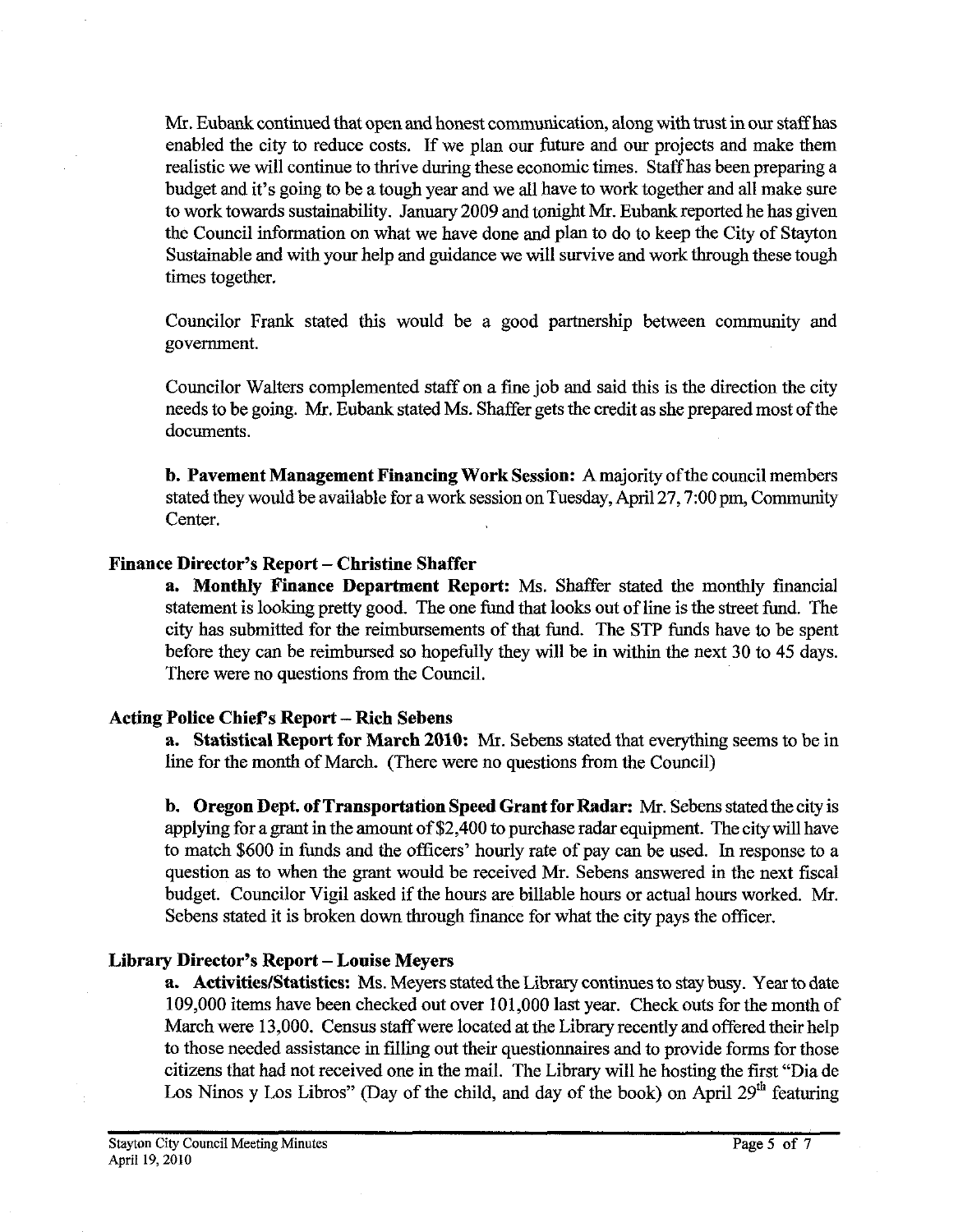Mr. Eubank continued that open and honest communication, along with trust in our staff has enabled the city to reduce costs. If we plan our future and our projects and make them realistic we will continue to thrive during these economic times. Staff has been preparing a budget and it's going to be a tough year and we all have to work together and all make sure to work towards sustainability. January 2009 and tonight Mr. Eubank reported he has given the Council information on what we have done and plan to do to keep the City of Stayton Sustainable and with your help and guidance we will survive and work through these tough times together.

Councilor Frank stated this would be a good partnership between community and government.

Councilor Walters complemented staff on a fine job and said this is the direction the city needs to be going. Mr. Eubank stated Ms. Shaffer gets the credit as she prepared most of the documents.

**b. Pavement Management Financing Work Session:** A majority of the council members stated they would be available for a work session on Tuesday, April 27, 7:00 pm, Community Center.

### Finance Director's Report – Christine Shaffer

**a. Monthly Finance Department Report:** Ms. Shaffer stated the monthly financial statement is looking pretty good. The one fund that looks out of line is the street fund. The city has submitted for the reimbursements of that fund. The STP funds have to be spent before they can be reimbursed so hopefully they will be in within the next 30 to 45 days. There were no questions from the Council.

### Acting Police Chief's Report – Rich Sebens

**a. Statistical Report for March 2010:** Mr. Sebens stated that everything seems to be in line for the month of March. (There were no questions from the Council)

**b. Oregon Dept. of Transportation Speed Grant for Radar:** Mr. Sebens stated the city is applying for a grant in the amount of $2,400 to purchase radar equipment. The city will have to match $600 in funds and the officers' hourly rate of pay can be used. In response to a question as to when the grant would be received Mr. Sebens answered in the next fiscal budget. Councilor Vigil asked if the hours are billable hours or actual hours worked. Mr. Sebens stated it is broken down through finance for what the city pays the officer.

### Library Director's Report – Louise Meyers

**a. Activities/Statistics:** Ms. Meyers stated the Library continues to stay busy. Year to date 109,000 items have been checked out over 101,000 last year. Check outs for the month of March were 13,000. Census staff were located at the Library recently and offered their help to those needed assistance in filling out their questionnaires and to provide forms for those citizens that had not received one in the mail. The Library will he hosting the first "Dia de Los Ninos y Los Libros" (Day of the child, and day of the book) on April 29th featuring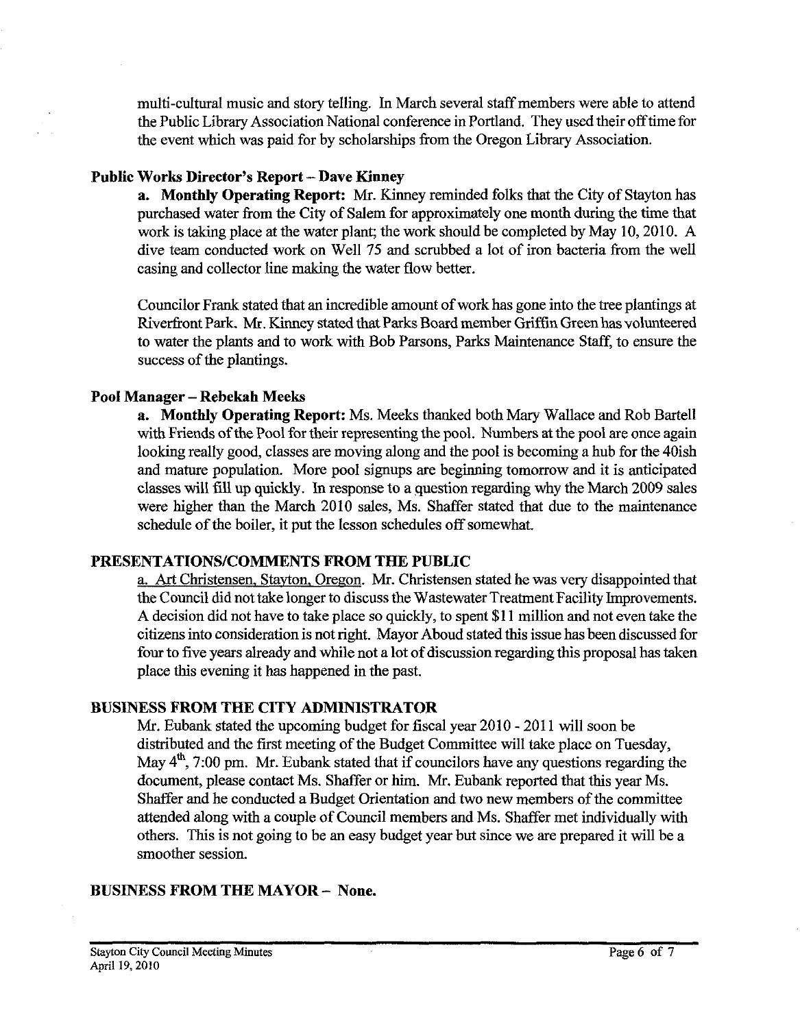multi-cultural music and story telling. In March several staff members were able to attend the Public Library Association National conference in Portland. They used their off time for the event which was paid for by scholarships from the Oregon Library Association.

### Public Works Director's Report – Dave Kinney

**a. Monthly Operating Report:** Mr. Kinney reminded folks that the City of Stayton has purchased water from the City of Salem for approximately one month during the time that work is taking place at the water plant; the work should be completed by May 10, 2010. A dive team conducted work on Well 75 and scrubbed a lot of iron bacteria from the well casing and collector line making the water flow better.

Councilor Frank stated that an incredible amount of work has gone into the tree plantings at Riverfront Park. Mr. Kinney stated that Parks Board member Griffin Green has volunteered to water the plants and to work with Bob Parsons, Parks Maintenance Staff, to ensure the success of the plantings.

### Pool Manager – Rebekah Meeks

**a. Monthly Operating Report:** Ms. Meeks thanked both Mary Wallace and Rob Bartell with Friends of the Pool for their representing the pool. Numbers at the pool are once again looking really good, classes are moving along and the pool is becoming a hub for the 40ish and mature population. More pool signups are beginning tomorrow and it is anticipated classes will fill up quickly. In response to a question regarding why the March 2009 sales were higher than the March 2010 sales, Ms. Shaffer stated that due to the maintenance schedule of the boiler, it put the lesson schedules off somewhat.

## PRESENTATIONS/COMMENTS FROM THE PUBLIC

a. Art Christensen, Stayton, Oregon. Mr. Christensen stated he was very disappointed that the Council did not take longer to discuss the Wastewater Treatment Facility Improvements. A decision did not have to take place so quickly, to spent $11 million and not even take the citizens into consideration is not right. Mayor Aboud stated this issue has been discussed for four to five years already and while not a lot of discussion regarding this proposal has taken place this evening it has happened in the past.

## BUSINESS FROM THE CITY ADMINISTRATOR

Mr. Eubank stated the upcoming budget for fiscal year 2010 - 2011 will soon be distributed and the first meeting of the Budget Committee will take place on Tuesday, May 4th, 7:00 pm. Mr. Eubank stated that if councilors have any questions regarding the document, please contact Ms. Shaffer or him. Mr. Eubank reported that this year Ms. Shaffer and he conducted a Budget Orientation and two new members of the committee attended along with a couple of Council members and Ms. Shaffer met individually with others. This is not going to be an easy budget year but since we are prepared it will be a smoother session.

## BUSINESS FROM THE MAYOR – None.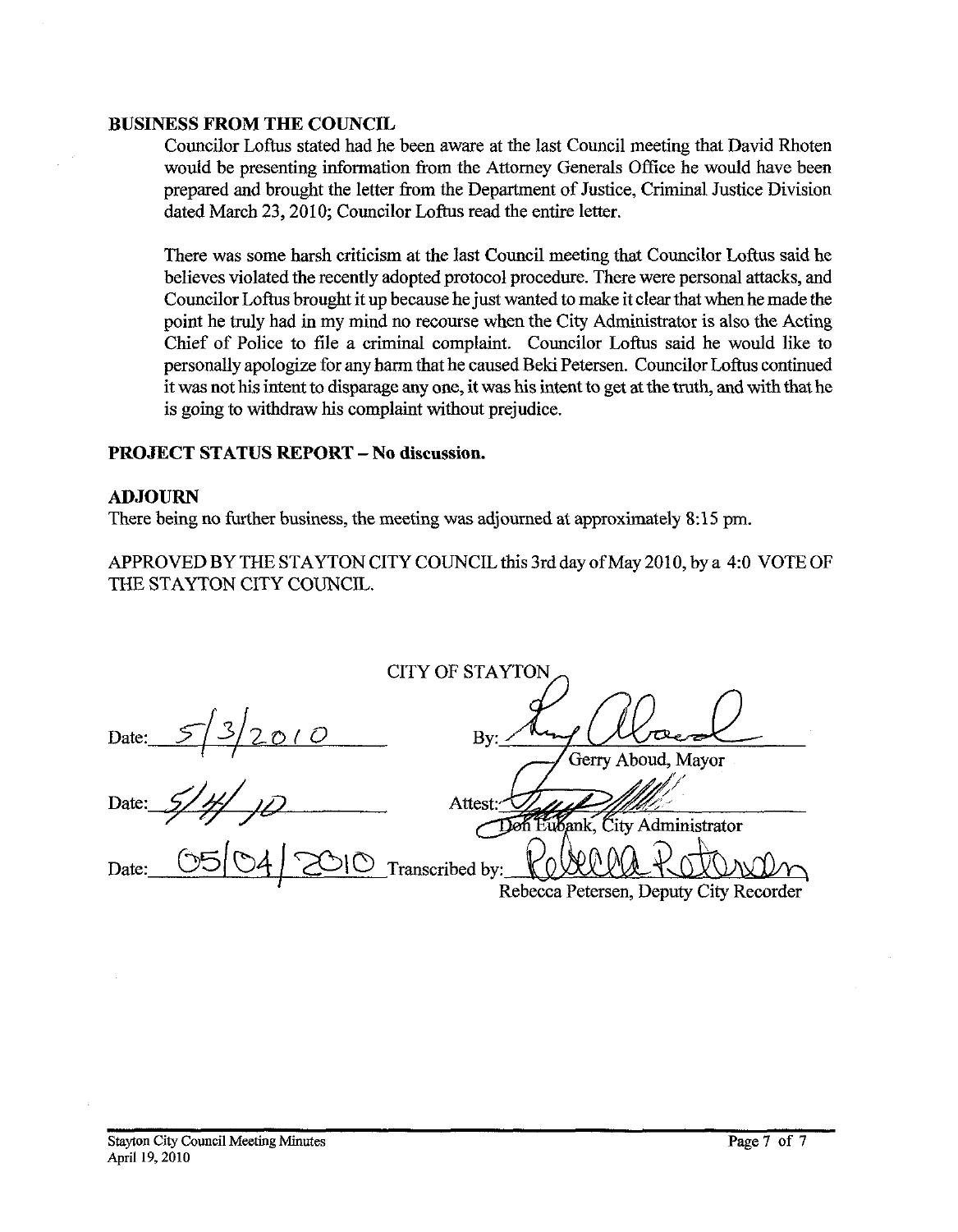## BUSINESS FROM THE COUNCIL

Councilor Loftus stated had he been aware at the last Council meeting that David Rhoten would be presenting information from the Attorney Generals Office he would have been prepared and brought the letter from the Department of Justice, Criminal Justice Division dated March 23, 2010; Councilor Loftus read the entire letter.

There was some harsh criticism at the last Council meeting that Councilor Loftus said he believes violated the recently adopted protocol procedure. There were personal attacks, and Councilor Loftus brought it up because he just wanted to make it clear that when he made the point he truly had in my mind no recourse when the City Administrator is also the Acting Chief of Police to file a criminal complaint. Councilor Loftus said he would like to personally apologize for any harm that he caused Beki Petersen. Councilor Loftus continued it was not his intent to disparage any one, it was his intent to get at the truth, and with that he is going to withdraw his complaint without prejudice.

## PROJECT STATUS REPORT – No discussion.

## ADJOURN

There being no further business, the meeting was adjourned at approximately 8:15 pm.

APPROVED BY THE STAYTON CITY COUNCIL this 3rd day of May 2010, by a 4:0 VOTE OF THE STAYTON CITY COUNCIL.

CITY OF STAYTON

Date: 5/3/2010 By: Gerry Aboud, Mayor

Date: 5/4/10 Attest: Don Eubank, City Administrator

Date: 05/04/2010 Transcribed by: Rebecca Petersen, Deputy City Recorder

Stayton City Council Meeting Minutes
April 19, 2010